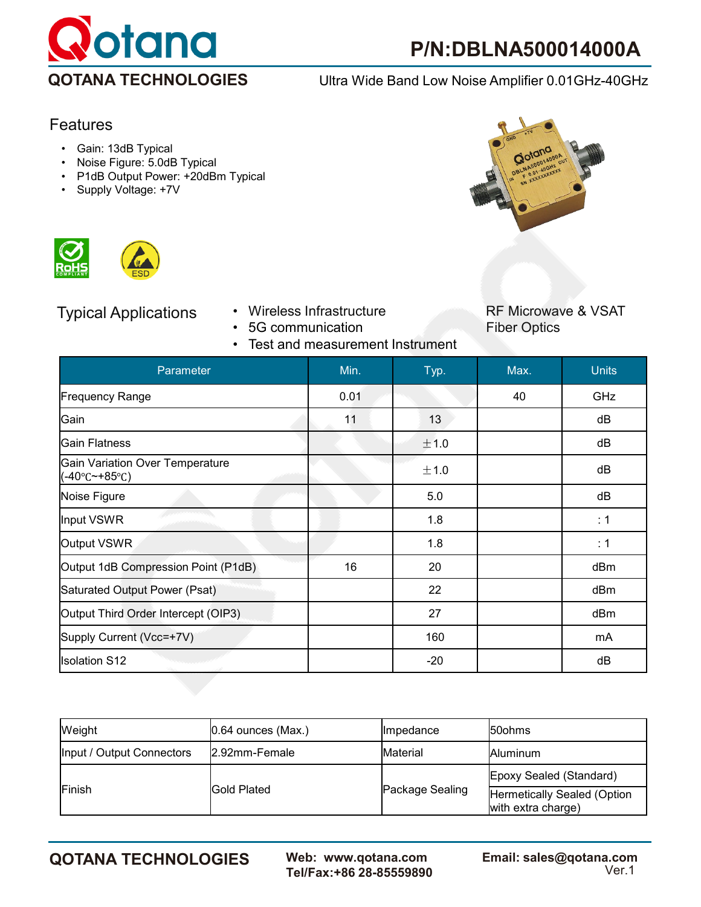# P/N:DBLNA500014000A

**QOTANA TECHNOLOGIES**

Ultra Wide Band Low Noise Amplifier 0.01GHz-40GHz

## Features

- Gain: 13dB Typical
- Noise Figure: 5.0dB Typical
- P1dB Output Power: +20dBm Typical
- Supply Voltage: +7V

## Typical Applications

- Wireless Infrastructure
- 5G communication
- Test and measurement Instrument

RF Microwave & VSAT
Fiber Optics

| Parameter | Min. | Typ. | Max. | Units |
|---|---|---|---|---|
| Frequency Range | 0.01 | | 40 | GHz |
| Gain | 11 | 13 | | dB |
| Gain Flatness | | ±1.0 | | dB |
| Gain Variation Over Temperature (-40℃~+85℃) | | ±1.0 | | dB |
| Noise Figure | | 5.0 | | dB |
| Input VSWR | | 1.8 | | : 1 |
| Output VSWR | | 1.8 | | : 1 |
| Output 1dB Compression Point (P1dB) | 16 | 20 | | dBm |
| Saturated Output Power (Psat) | | 22 | | dBm |
| Output Third Order Intercept (OIP3) | | 27 | | dBm |
| Supply Current (Vcc=+7V) | | 160 | | mA |
| Isolation S12 | | -20 | | dB |

| | | | |
|---|---|---|---|
| Weight | 0.64 ounces (Max.) | Impedance | 50ohms |
| Input / Output Connectors | 2.92mm-Female | Material | Aluminum |
| Finish | Gold Plated | Package Sealing | Epoxy Sealed (Standard) |
| | | | Hermetically Sealed (Option with extra charge) |

**QOTANA TECHNOLOGIES** **Web: www.qotana.com** **Tel/Fax:+86 28-85559890** **Email: sales@qotana.com** Ver.1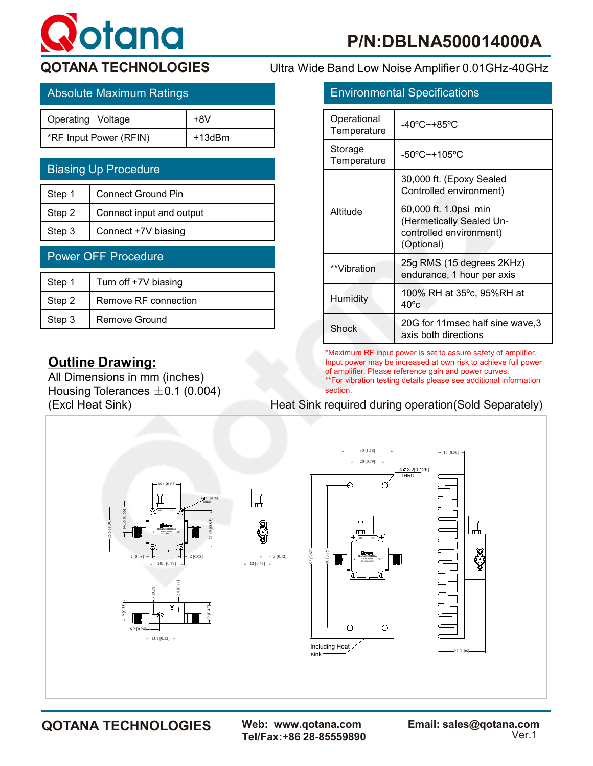# P/N:DBLNA500014000A

## QOTANA TECHNOLOGIES

Ultra Wide Band Low Noise Amplifier 0.01GHz-40GHz

## Absolute Maximum Ratings

| Operating Voltage | +8V |
|---|---|
| *RF Input Power (RFIN) | +13dBm |

## Biasing Up Procedure

| Step 1 | Connect Ground Pin |
|---|---|
| Step 2 | Connect input and output |
| Step 3 | Connect +7V biasing |

## Power OFF Procedure

| Step 1 | Turn off +7V biasing |
|---|---|
| Step 2 | Remove RF connection |
| Step 3 | Remove Ground |

## Environmental Specifications

| Operational Temperature | -40ºC~+85ºC |
|---|---|
| Storage Temperature | -50ºC~+105ºC |
| Altitude | 30,000 ft. (Epoxy Sealed Controlled environment) |
| | 60,000 ft. 1.0psi min (Hermetically Sealed Un-controlled environment) (Optional) |
| **Vibration | 25g RMS (15 degrees 2KHz) endurance, 1 hour per axis |
| Humidity | 100% RH at 35ºc, 95%RH at 40ºc |
| Shock | 20G for 11msec half sine wave,3 axis both directions |

*Maximum RF input power is set to assure safety of amplifier. Input power may be increased at own risk to achieve full power of amplifier. Please reference gain and power curves.
**For vibration testing details please see additional information section.

## Outline Drawing:

All Dimensions in mm (inches)
Housing Tolerances ±0.1 (0.004)
(Excl Heat Sink)

Heat Sink required during operation(Sold Separately)

QOTANA TECHNOLOGIES
Web: www.qotana.com
Tel/Fax:+86 28-85559890
Email: sales@qotana.com
Ver.1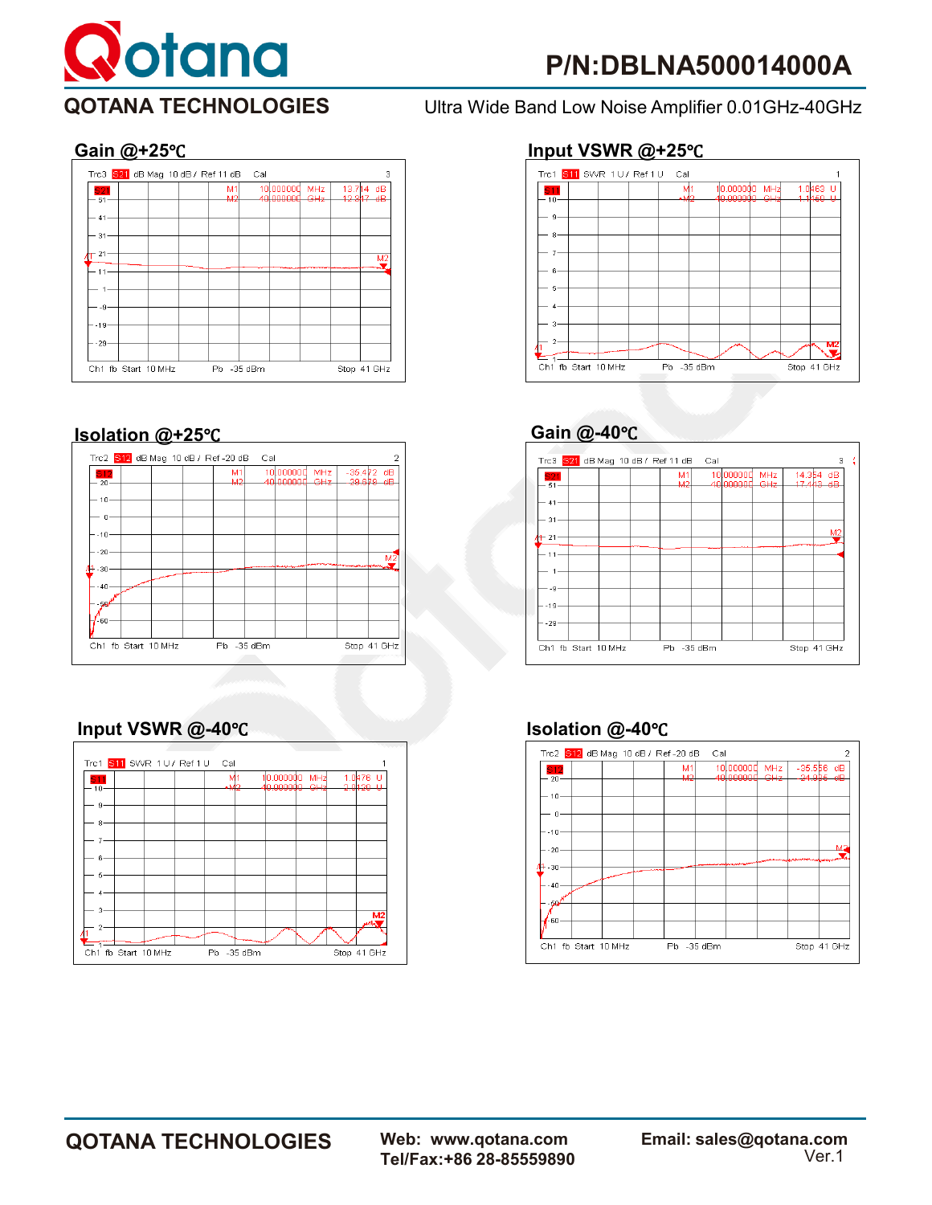# QOTANA TECHNOLOGIES

**P/N:DBLNA500014000A**

Ultra Wide Band Low Noise Amplifier 0.01GHz-40GHz

## Gain @+25℃

Trc3 S21 dB Mag 10 dB / Ref 11 dB Cal 3

| | | | |
|---|---|---|---|
| M1 | 10.000000 | MHz | 13.714 dB |
| M2 | 40.000000 | GHz | 12.817 dB |

Ch1 fb Start 10 MHz Pb -35 dBm Stop 41 GHz

## Input VSWR @+25℃

Trc1 S11 SWR 1 U / Ref 1 U Cal 1

| | | | |
|---|---|---|---|
| M1 | 10.000000 | MHz | 1.0463 U |
| M2 | 40.000000 | GHz | 1.1460 U |

Ch1 fb Start 10 MHz Pb -35 dBm Stop 41 GHz

## Isolation @+25℃

Trc2 S12 dB Mag 10 dB / Ref -20 dB Cal 2

| | | | |
|---|---|---|---|
| M1 | 10.000000 | MHz | -35.472 dB |
| M2 | 40.000000 | GHz | -28.678 dB |

Ch1 fb Start 10 MHz Pb -35 dBm Stop 41 GHz

## Gain @-40℃

Trc3 S21 dB Mag 10 dB / Ref 11 dB Cal 3

| | | | |
|---|---|---|---|
| M1 | 10.000000 | MHz | 14.354 dB |
| M2 | 40.000000 | GHz | 17.443 dB |

Ch1 fb Start 10 MHz Pb -35 dBm Stop 41 GHz

## Input VSWR @-40℃

Trc1 S11 SWR 1 U / Ref 1 U Cal 1

| | | | |
|---|---|---|---|
| M1 | 10.000000 | MHz | 1.0476 U |
| M2 | 40.000000 | GHz | 2.0120 U |

Ch1 fb Start 10 MHz Pb -35 dBm Stop 41 GHz

## Isolation @-40℃

Trc2 S12 dB Mag 10 dB / Ref -20 dB Cal 2

| | | | |
|---|---|---|---|
| M1 | 10.000000 | MHz | -35.556 dB |
| M2 | 40.000000 | GHz | -24.926 dB |

Ch1 fb Start 10 MHz Pb -35 dBm Stop 41 GHz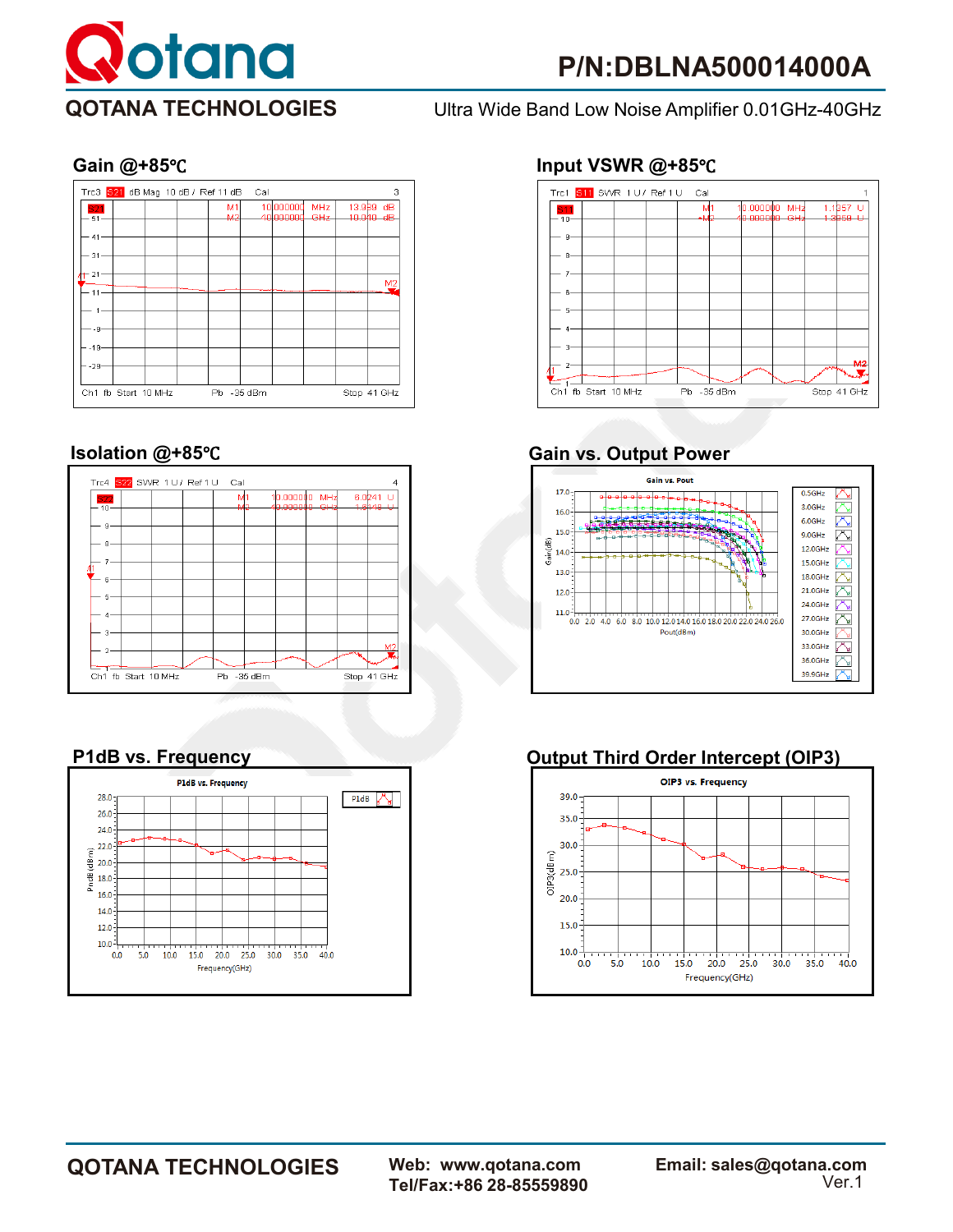# P/N:DBLNA500014000A

## QOTANA TECHNOLOGIES

Ultra Wide Band Low Noise Amplifier 0.01GHz-40GHz

### Gain @+85℃

Trc3 S21 dB Mag 10 dB / Ref 11 dB Cal 3

M1 10.000000 MHz 13.939 dB
M2 40.000000 GHz 10.040 dB

Ch1 fb Start 10 MHz Pb -35 dBm Stop 41 GHz

### Input VSWR @+85℃

Trc1 S11 SWR 1 U / Ref 1 U Cal 1

M1 10.000000 MHz 1.1257 U
M2 40.000000 GHz 1.3559 U

Ch1 fb Start 10 MHz Pb -35 dBm Stop 41 GHz

### Isolation @+85℃

Trc4 S22 SWR 1 U / Ref 1 U Cal 4

M1 10.000000 MHz 6.0241 U
M2 40.000000 GHz 1.5148 U

Ch1 fb Start 10 MHz Pb -35 dBm Stop 41 GHz

### Gain vs. Output Power

Gain vs. Pout

Legend: 0.5GHz, 3.0GHz, 6.0GHz, 9.0GHz, 12.0GHz, 15.0GHz, 18.0GHz, 21.0GHz, 24.0GHz, 27.0GHz, 30.0GHz, 33.0GHz, 36.0GHz, 39.9GHz

Gain(dB) vs. Pout(dBm)

### P1dB vs. Frequency

P1dB vs. Frequency

P1dB (dBm) vs. Frequency(GHz)

### Output Third Order Intercept (OIP3)

OIP3 vs. Frequency

OIP3(dBm) vs. Frequency(GHz)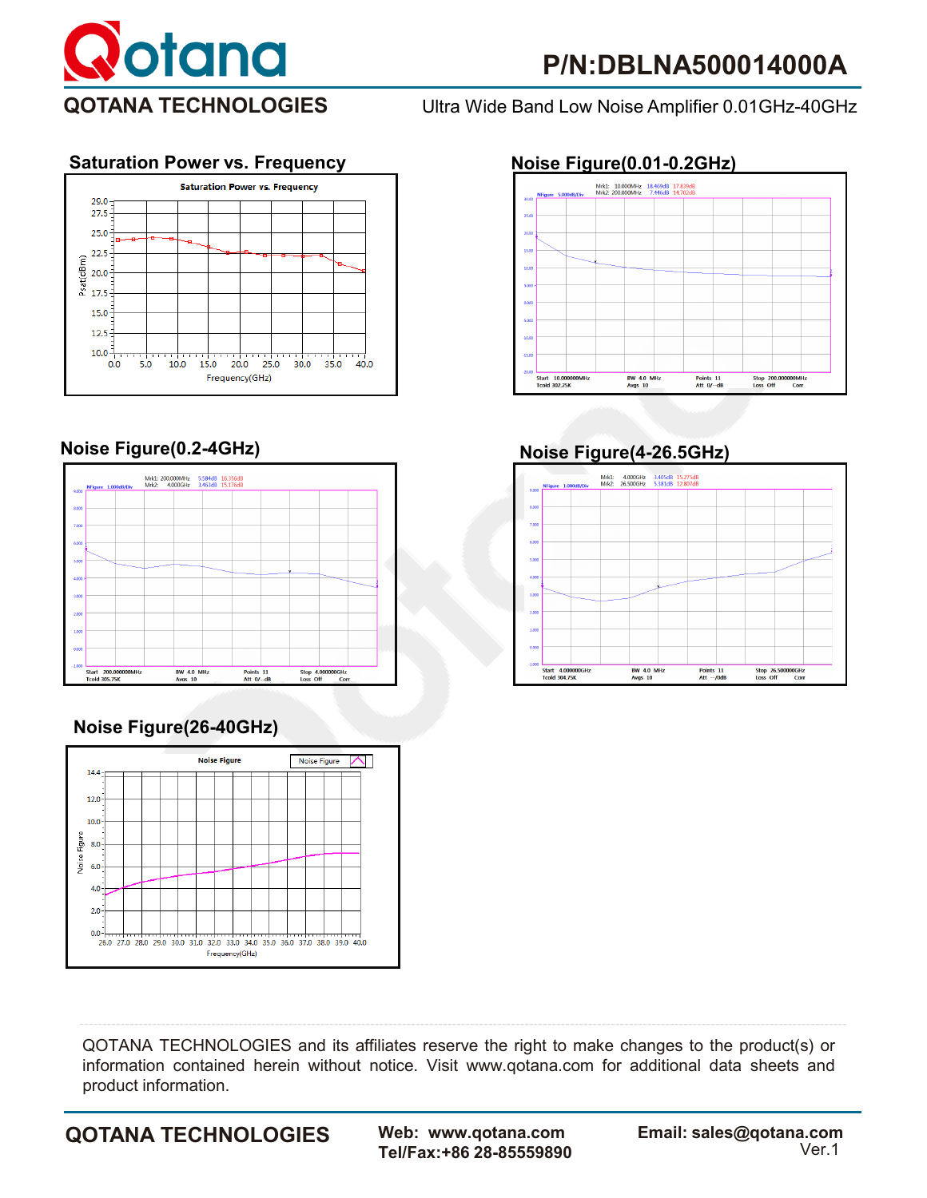# P/N:DBLNA500014000A

**QOTANA TECHNOLOGIES**

Ultra Wide Band Low Noise Amplifier 0.01GHz-40GHz

### Saturation Power vs. Frequency

Saturation Power vs. Frequency

Psat(dBm)

29.0, 27.5, 25.0, 22.5, 20.0, 17.5, 15.0, 12.5, 10.0

0.0, 5.0, 10.0, 15.0, 20.0, 25.0, 30.0, 35.0, 40.0

Frequency(GHz)

### Noise Figure(0.01-0.2GHz)

Mrk1: 10.000MHz 18.469dB 17.839dB
Mrk2: 200.000MHz 7.446dB 14.702dB

NFigure 5.000dB/Div

Start 10.000000MHz BW 4.0 MHz Points 11 Stop 200.000000MHz
Tcold 302.25K Avgs 10 Att 0/--dB Loss Off Corr

### Noise Figure(0.2-4GHz)

Mrk1: 200.000MHz 5.584dB 16.356dB
Mrk2: 4.000GHz 3.463dB 15.176dB

NFigure 1.000dB/Div

Start 200.000000MHz BW 4.0 MHz Points 11 Stop 4.000000GHz
Tcold 305.75K Avgs 10 Att 0/--dB Loss Off Corr

### Noise Figure(4-26.5GHz)

Mrk1: 4.000GHz 3.405dB 15.275dB
Mrk2: 26.500GHz 5.381dB 12.807dB

NFigure 1.000dB/Div

Start 4.000000GHz BW 4.0 MHz Points 11 Stop 26.500000GHz
Tcold 304.75K Avgs 10 Att --/0dB Loss Off Corr

### Noise Figure(26-40GHz)

Noise Figure

Noise Figure

14.4, 12.0, 10.0, 8.0, 6.0, 4.0, 2.0, 0.0

26.0, 27.0, 28.0, 29.0, 30.0, 31.0, 32.0, 33.0, 34.0, 35.0, 36.0, 37.0, 38.0, 39.0, 40.0

Frequency(GHz)

---

QOTANA TECHNOLOGIES and its affiliates reserve the right to make changes to the product(s) or information contained herein without notice. Visit www.qotana.com for additional data sheets and product information.

**QOTANA TECHNOLOGIES**

**Web: www.qotana.com**
**Tel/Fax:+86 28-85559890**

**Email: sales@qotana.com**
Ver.1